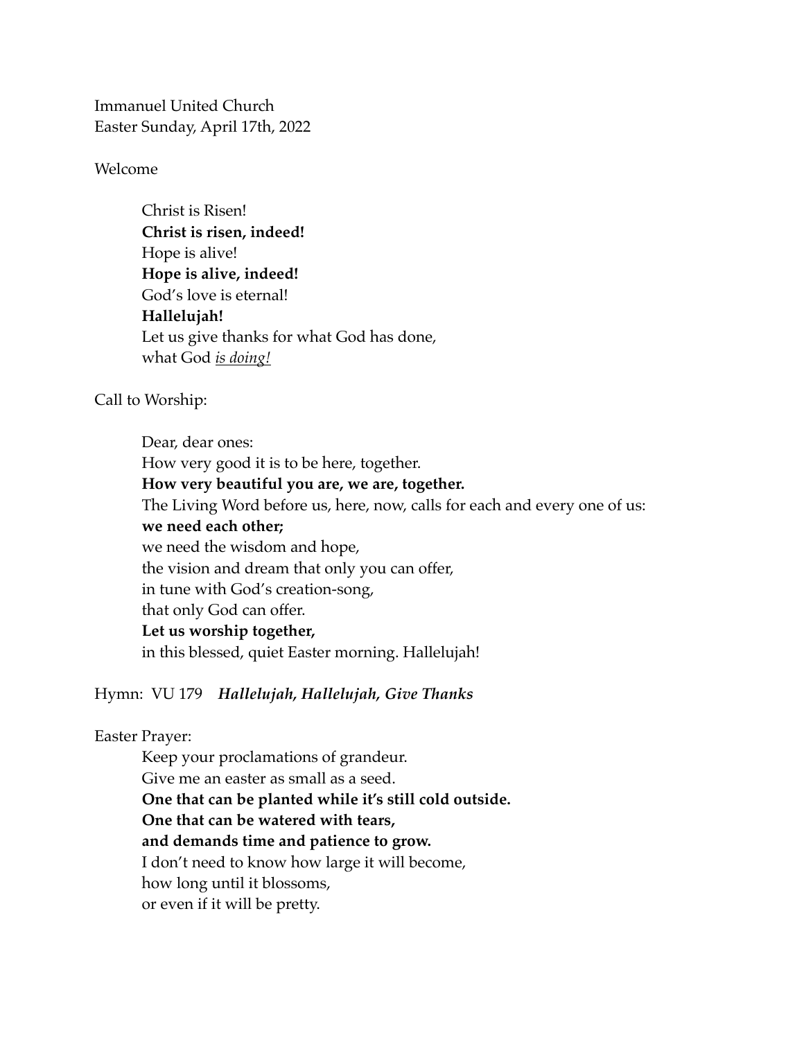Immanuel United Church
Easter Sunday, April 17th, 2022

Welcome

> Christ is Risen!
> **Christ is risen, indeed!**
> Hope is alive!
> **Hope is alive, indeed!**
> God's love is eternal!
> **Hallelujah!**
> Let us give thanks for what God has done,
> what God <u>*is doing!*</u>

Call to Worship:

> Dear, dear ones:
> How very good it is to be here, together.
> **How very beautiful you are, we are, together.**
> The Living Word before us, here, now, calls for each and every one of us:
> **we need each other;**
> we need the wisdom and hope,
> the vision and dream that only you can offer,
> in tune with God's creation-song,
> that only God can offer.
> **Let us worship together,**
> in this blessed, quiet Easter morning. Hallelujah!

Hymn: VU 179 ***Hallelujah, Hallelujah, Give Thanks***

Easter Prayer:

> Keep your proclamations of grandeur.
> Give me an easter as small as a seed.
> **One that can be planted while it's still cold outside.**
> **One that can be watered with tears,**
> **and demands time and patience to grow.**
> I don't need to know how large it will become,
> how long until it blossoms,
> or even if it will be pretty.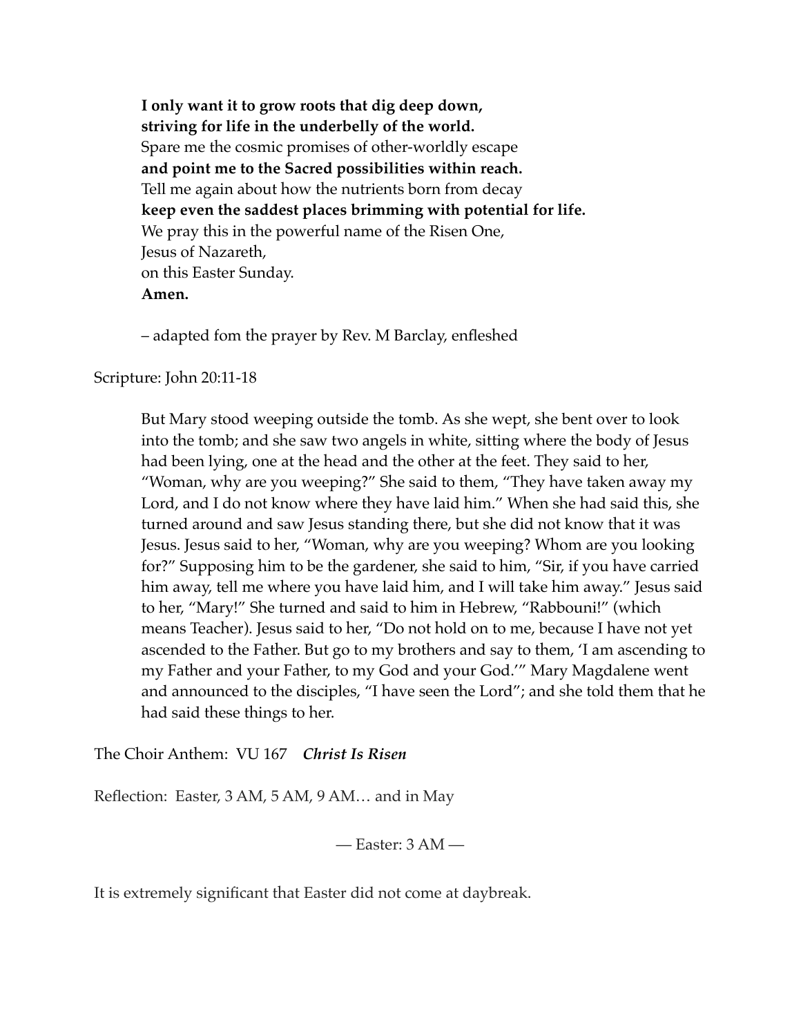**I only want it to grow roots that dig deep down,**
**striving for life in the underbelly of the world.**
Spare me the cosmic promises of other-worldly escape
**and point me to the Sacred possibilities within reach.**
Tell me again about how the nutrients born from decay
**keep even the saddest places brimming with potential for life.**
We pray this in the powerful name of the Risen One,
Jesus of Nazareth,
on this Easter Sunday.
**Amen.**

– adapted fom the prayer by Rev. M Barclay, enfleshed

Scripture: John 20:11-18

> But Mary stood weeping outside the tomb. As she wept, she bent over to look into the tomb; and she saw two angels in white, sitting where the body of Jesus had been lying, one at the head and the other at the feet. They said to her, "Woman, why are you weeping?" She said to them, "They have taken away my Lord, and I do not know where they have laid him." When she had said this, she turned around and saw Jesus standing there, but she did not know that it was Jesus. Jesus said to her, "Woman, why are you weeping? Whom are you looking for?" Supposing him to be the gardener, she said to him, "Sir, if you have carried him away, tell me where you have laid him, and I will take him away." Jesus said to her, "Mary!" She turned and said to him in Hebrew, "Rabbouni!" (which means Teacher). Jesus said to her, "Do not hold on to me, because I have not yet ascended to the Father. But go to my brothers and say to them, 'I am ascending to my Father and your Father, to my God and your God.'" Mary Magdalene went and announced to the disciples, "I have seen the Lord"; and she told them that he had said these things to her.

The Choir Anthem: VU 167 ***Christ Is Risen***

Reflection: Easter, 3 AM, 5 AM, 9 AM… and in May

— Easter: 3 AM —

It is extremely significant that Easter did not come at daybreak.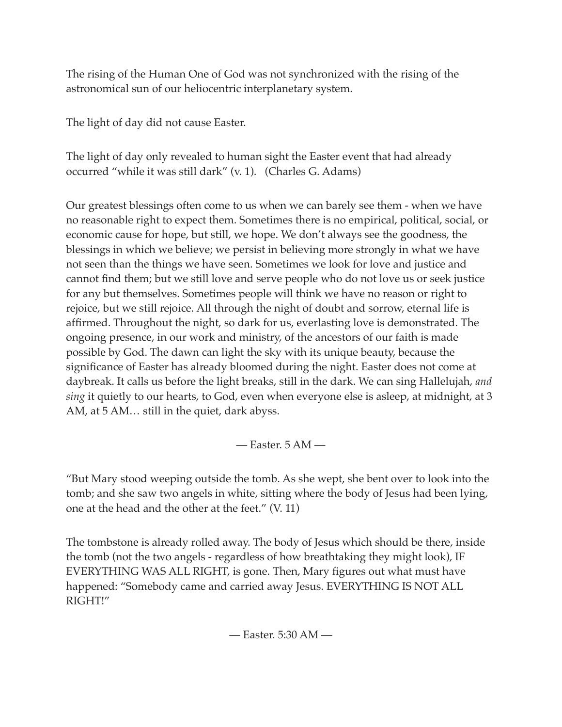The rising of the Human One of God was not synchronized with the rising of the astronomical sun of our heliocentric interplanetary system.

The light of day did not cause Easter.

The light of day only revealed to human sight the Easter event that had already occurred "while it was still dark" (v. 1). (Charles G. Adams)

Our greatest blessings often come to us when we can barely see them - when we have no reasonable right to expect them. Sometimes there is no empirical, political, social, or economic cause for hope, but still, we hope. We don't always see the goodness, the blessings in which we believe; we persist in believing more strongly in what we have not seen than the things we have seen. Sometimes we look for love and justice and cannot find them; but we still love and serve people who do not love us or seek justice for any but themselves. Sometimes people will think we have no reason or right to rejoice, but we still rejoice. All through the night of doubt and sorrow, eternal life is affirmed. Throughout the night, so dark for us, everlasting love is demonstrated. The ongoing presence, in our work and ministry, of the ancestors of our faith is made possible by God. The dawn can light the sky with its unique beauty, because the significance of Easter has already bloomed during the night. Easter does not come at daybreak. It calls us before the light breaks, still in the dark. We can sing Hallelujah, *and sing* it quietly to our hearts, to God, even when everyone else is asleep, at midnight, at 3 AM, at 5 AM… still in the quiet, dark abyss.

— Easter. 5 AM —

"But Mary stood weeping outside the tomb. As she wept, she bent over to look into the tomb; and she saw two angels in white, sitting where the body of Jesus had been lying, one at the head and the other at the feet." (V. 11)

The tombstone is already rolled away. The body of Jesus which should be there, inside the tomb (not the two angels - regardless of how breathtaking they might look), IF EVERYTHING WAS ALL RIGHT, is gone. Then, Mary figures out what must have happened: "Somebody came and carried away Jesus. EVERYTHING IS NOT ALL RIGHT!"

— Easter. 5:30 AM —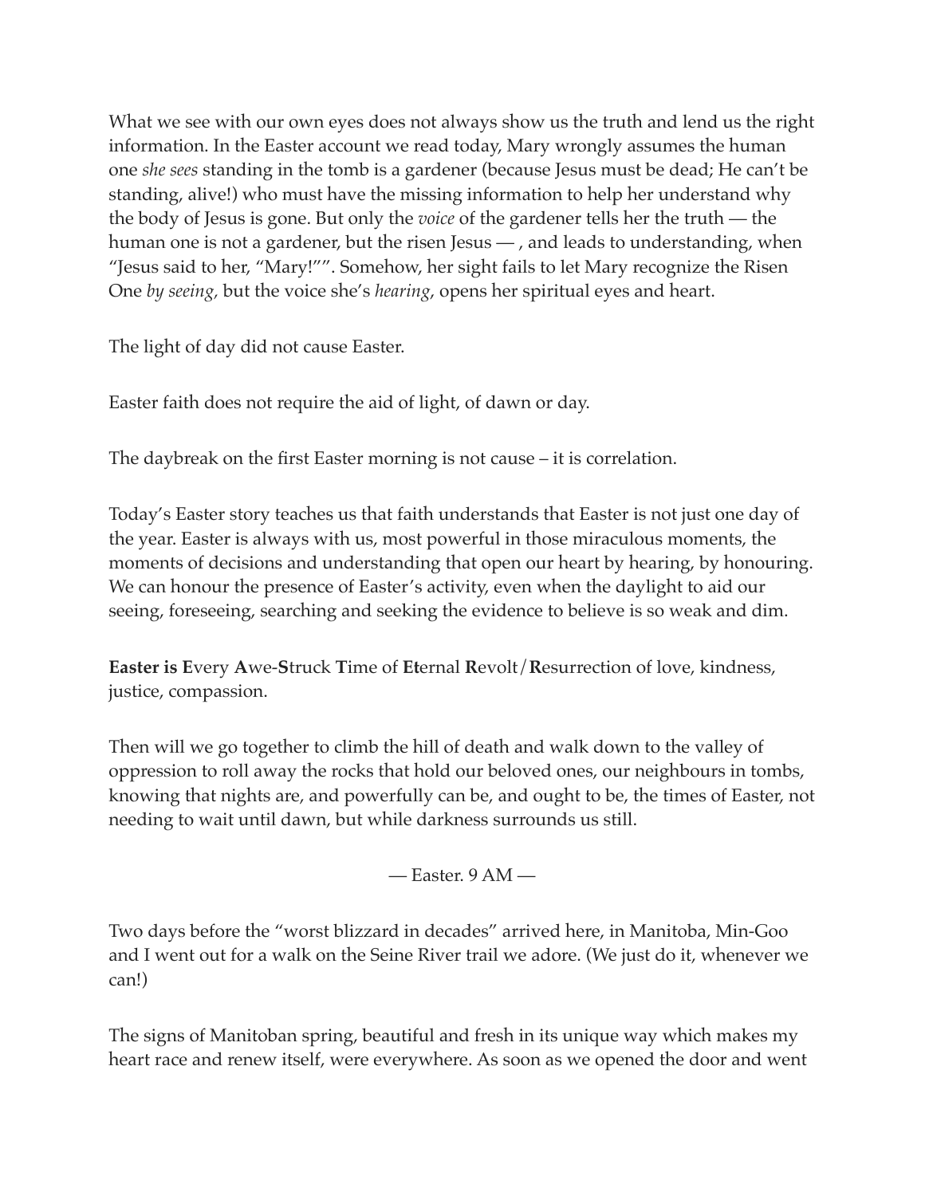What we see with our own eyes does not always show us the truth and lend us the right information. In the Easter account we read today, Mary wrongly assumes the human one *she sees* standing in the tomb is a gardener (because Jesus must be dead; He can't be standing, alive!) who must have the missing information to help her understand why the body of Jesus is gone. But only the *voice* of the gardener tells her the truth — the human one is not a gardener, but the risen Jesus — , and leads to understanding, when "Jesus said to her, "Mary!"". Somehow, her sight fails to let Mary recognize the Risen One *by seeing,* but the voice she's *hearing*, opens her spiritual eyes and heart.

The light of day did not cause Easter.

Easter faith does not require the aid of light, of dawn or day.

The daybreak on the first Easter morning is not cause – it is correlation.

Today's Easter story teaches us that faith understands that Easter is not just one day of the year. Easter is always with us, most powerful in those miraculous moments, the moments of decisions and understanding that open our heart by hearing, by honouring. We can honour the presence of Easter's activity, even when the daylight to aid our seeing, foreseeing, searching and seeking the evidence to believe is so weak and dim.

**Easter is E**very **A**we-**S**truck **T**ime of **Et**ernal **R**evolt/**R**esurrection of love, kindness, justice, compassion.

Then will we go together to climb the hill of death and walk down to the valley of oppression to roll away the rocks that hold our beloved ones, our neighbours in tombs, knowing that nights are, and powerfully can be, and ought to be, the times of Easter, not needing to wait until dawn, but while darkness surrounds us still.

— Easter. 9 AM —

Two days before the "worst blizzard in decades" arrived here, in Manitoba, Min-Goo and I went out for a walk on the Seine River trail we adore. (We just do it, whenever we can!)

The signs of Manitoban spring, beautiful and fresh in its unique way which makes my heart race and renew itself, were everywhere. As soon as we opened the door and went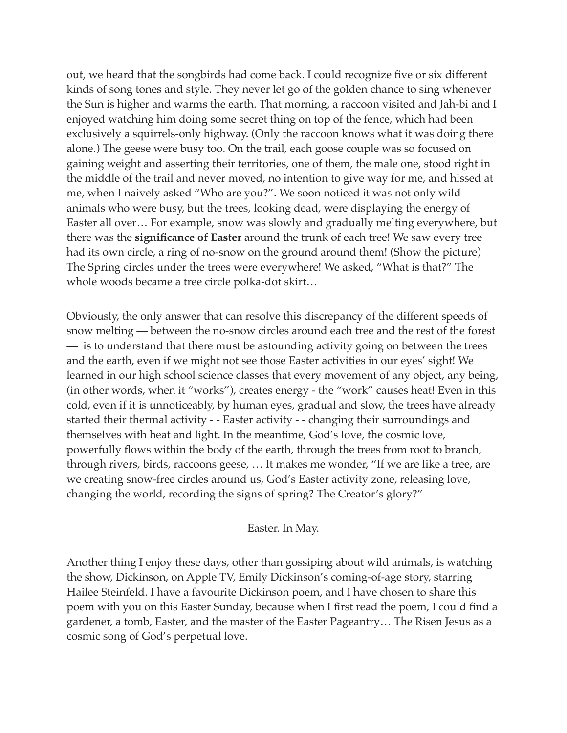out, we heard that the songbirds had come back. I could recognize five or six different kinds of song tones and style. They never let go of the golden chance to sing whenever the Sun is higher and warms the earth. That morning, a raccoon visited and Jah-bi and I enjoyed watching him doing some secret thing on top of the fence, which had been exclusively a squirrels-only highway. (Only the raccoon knows what it was doing there alone.) The geese were busy too. On the trail, each goose couple was so focused on gaining weight and asserting their territories, one of them, the male one, stood right in the middle of the trail and never moved, no intention to give way for me, and hissed at me, when I naively asked "Who are you?". We soon noticed it was not only wild animals who were busy, but the trees, looking dead, were displaying the energy of Easter all over… For example, snow was slowly and gradually melting everywhere, but there was the **significance of Easter** around the trunk of each tree! We saw every tree had its own circle, a ring of no-snow on the ground around them! (Show the picture) The Spring circles under the trees were everywhere! We asked, "What is that?" The whole woods became a tree circle polka-dot skirt…

Obviously, the only answer that can resolve this discrepancy of the different speeds of snow melting — between the no-snow circles around each tree and the rest of the forest — is to understand that there must be astounding activity going on between the trees and the earth, even if we might not see those Easter activities in our eyes' sight! We learned in our high school science classes that every movement of any object, any being, (in other words, when it "works"), creates energy - the "work" causes heat! Even in this cold, even if it is unnoticeably, by human eyes, gradual and slow, the trees have already started their thermal activity - - Easter activity - - changing their surroundings and themselves with heat and light. In the meantime, God's love, the cosmic love, powerfully flows within the body of the earth, through the trees from root to branch, through rivers, birds, raccoons geese, … It makes me wonder, "If we are like a tree, are we creating snow-free circles around us, God's Easter activity zone, releasing love, changing the world, recording the signs of spring? The Creator's glory?"

Easter. In May.

Another thing I enjoy these days, other than gossiping about wild animals, is watching the show, Dickinson, on Apple TV, Emily Dickinson's coming-of-age story, starring Hailee Steinfeld. I have a favourite Dickinson poem, and I have chosen to share this poem with you on this Easter Sunday, because when I first read the poem, I could find a gardener, a tomb, Easter, and the master of the Easter Pageantry… The Risen Jesus as a cosmic song of God's perpetual love.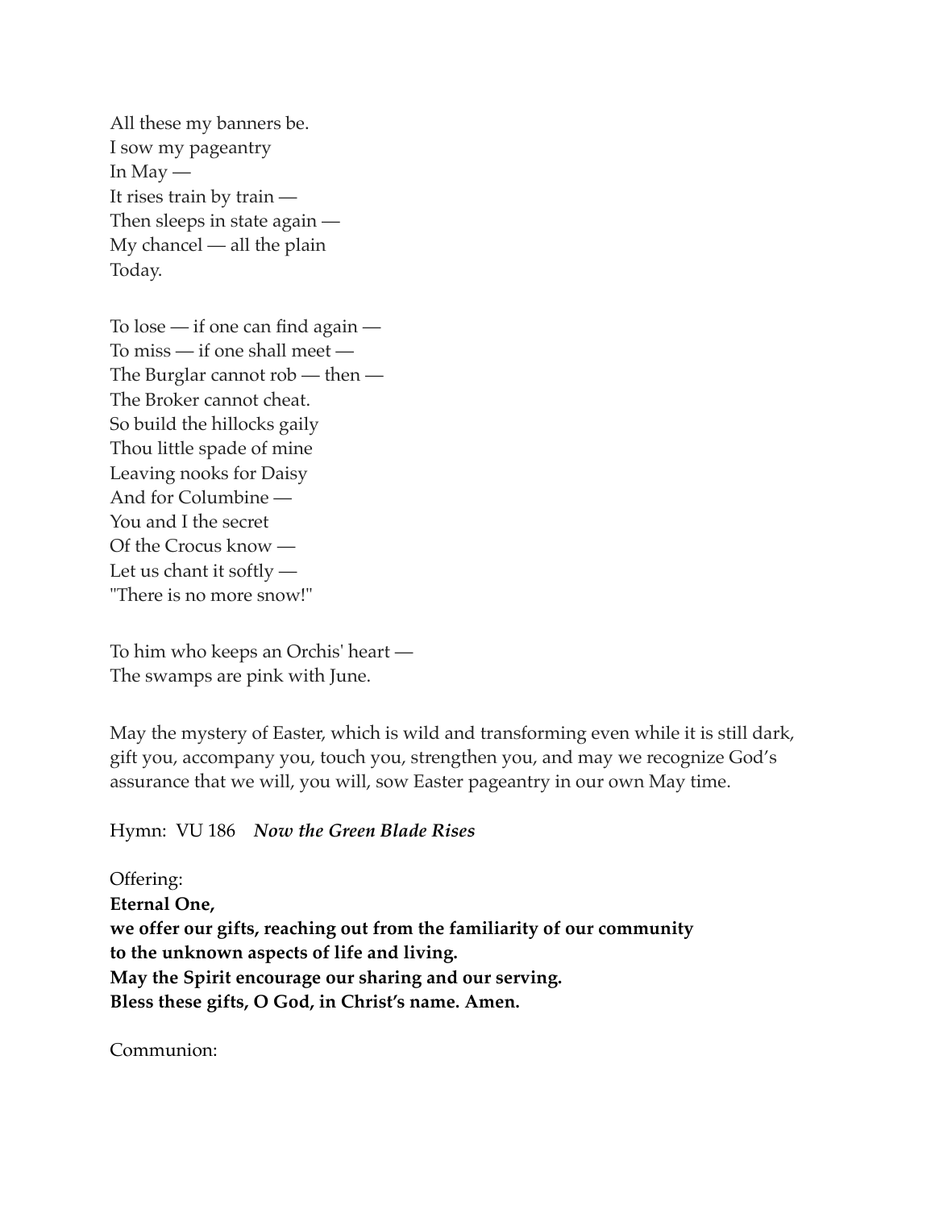All these my banners be.  
I sow my pageantry  
In May —  
It rises train by train —  
Then sleeps in state again —  
My chancel — all the plain  
Today.

To lose — if one can find again —  
To miss — if one shall meet —  
The Burglar cannot rob — then —  
The Broker cannot cheat.  
So build the hillocks gaily  
Thou little spade of mine  
Leaving nooks for Daisy  
And for Columbine —  
You and I the secret  
Of the Crocus know —  
Let us chant it softly —  
"There is no more snow!"

To him who keeps an Orchis' heart —  
The swamps are pink with June.

May the mystery of Easter, which is wild and transforming even while it is still dark, gift you, accompany you, touch you, strengthen you, and may we recognize God's assurance that we will, you will, sow Easter pageantry in our own May time.

Hymn: VU 186 ***Now the Green Blade Rises***

Offering:  
**Eternal One,**  
**we offer our gifts, reaching out from the familiarity of our community**  
**to the unknown aspects of life and living.**  
**May the Spirit encourage our sharing and our serving.**  
**Bless these gifts, O God, in Christ's name. Amen.**

Communion: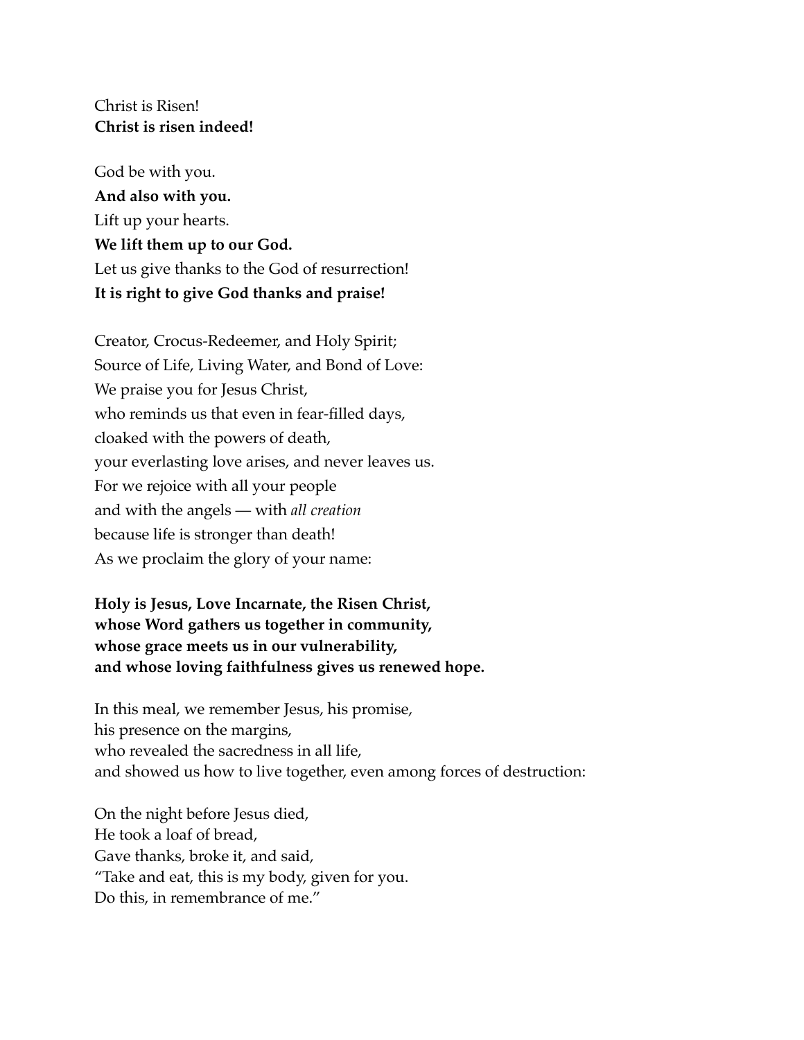Christ is Risen!  
**Christ is risen indeed!**

God be with you.  
**And also with you.**  
Lift up your hearts.  
**We lift them up to our God.**  
Let us give thanks to the God of resurrection!  
**It is right to give God thanks and praise!**

Creator, Crocus-Redeemer, and Holy Spirit;  
Source of Life, Living Water, and Bond of Love:  
We praise you for Jesus Christ,  
who reminds us that even in fear-filled days,  
cloaked with the powers of death,  
your everlasting love arises, and never leaves us.  
For we rejoice with all your people  
and with the angels — with *all creation*  
because life is stronger than death!  
As we proclaim the glory of your name:

**Holy is Jesus, Love Incarnate, the Risen Christ,**  
**whose Word gathers us together in community,**  
**whose grace meets us in our vulnerability,**  
**and whose loving faithfulness gives us renewed hope.**

In this meal, we remember Jesus, his promise,  
his presence on the margins,  
who revealed the sacredness in all life,  
and showed us how to live together, even among forces of destruction:

On the night before Jesus died,  
He took a loaf of bread,  
Gave thanks, broke it, and said,  
"Take and eat, this is my body, given for you.  
Do this, in remembrance of me."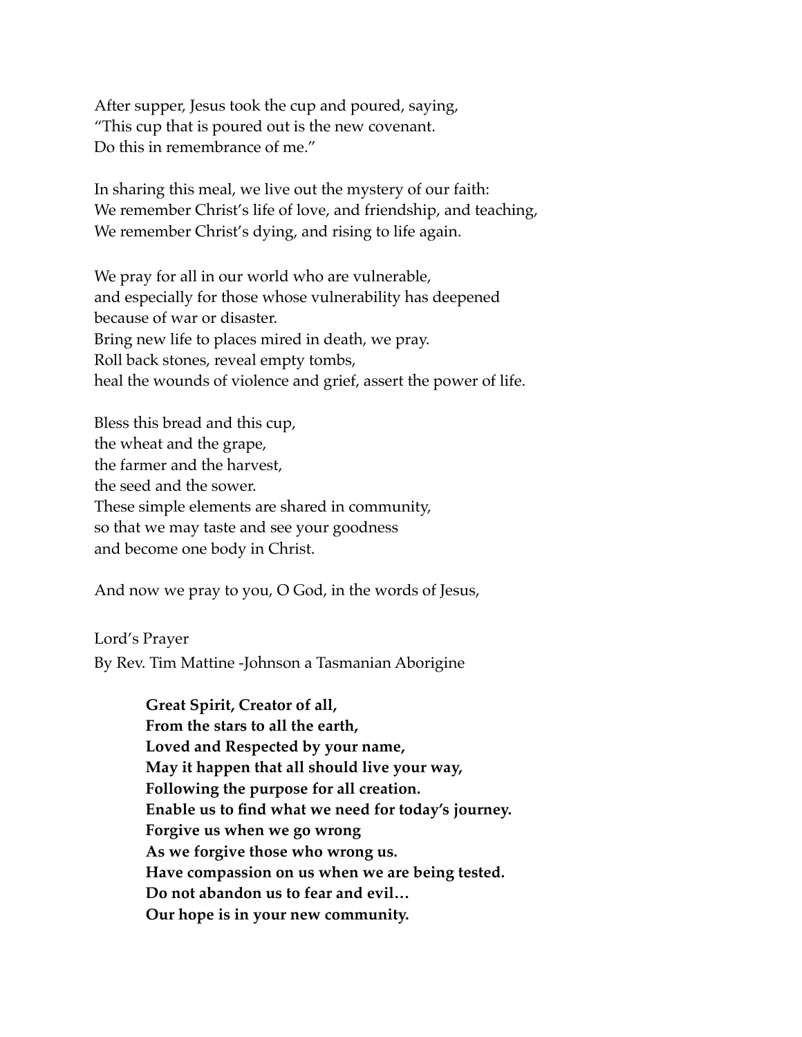After supper, Jesus took the cup and poured, saying,
"This cup that is poured out is the new covenant.
Do this in remembrance of me."

In sharing this meal, we live out the mystery of our faith:
We remember Christ's life of love, and friendship, and teaching,
We remember Christ's dying, and rising to life again.

We pray for all in our world who are vulnerable,
and especially for those whose vulnerability has deepened
because of war or disaster.
Bring new life to places mired in death, we pray.
Roll back stones, reveal empty tombs,
heal the wounds of violence and grief, assert the power of life.

Bless this bread and this cup,
the wheat and the grape,
the farmer and the harvest,
the seed and the sower.
These simple elements are shared in community,
so that we may taste and see your goodness
and become one body in Christ.

And now we pray to you, O God, in the words of Jesus,

Lord's Prayer
By Rev. Tim Mattine -Johnson a Tasmanian Aborigine

> **Great Spirit, Creator of all,**
> **From the stars to all the earth,**
> **Loved and Respected by your name,**
> **May it happen that all should live your way,**
> **Following the purpose for all creation.**
> **Enable us to find what we need for today's journey.**
> **Forgive us when we go wrong**
> **As we forgive those who wrong us.**
> **Have compassion on us when we are being tested.**
> **Do not abandon us to fear and evil…**
> **Our hope is in your new community.**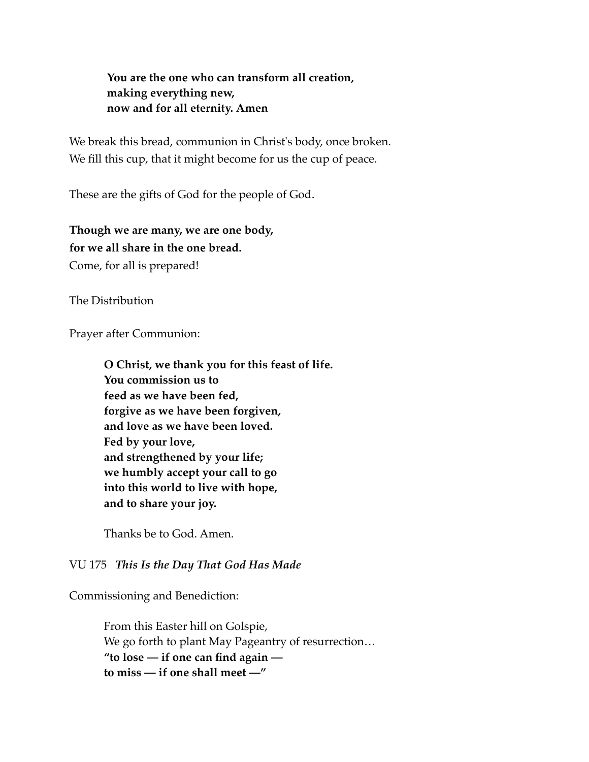> **You are the one who can transform all creation,**
> **making everything new,**
> **now and for all eternity. Amen**

We break this bread, communion in Christ's body, once broken.
We fill this cup, that it might become for us the cup of peace.

These are the gifts of God for the people of God.

**Though we are many, we are one body,**
**for we all share in the one bread.**
Come, for all is prepared!

The Distribution

Prayer after Communion:

> **O Christ, we thank you for this feast of life.**
> **You commission us to**
> **feed as we have been fed,**
> **forgive as we have been forgiven,**
> **and love as we have been loved.**
> **Fed by your love,**
> **and strengthened by your life;**
> **we humbly accept your call to go**
> **into this world to live with hope,**
> **and to share your joy.**
>
> Thanks be to God. Amen.

VU 175 ***This Is the Day That God Has Made***

Commissioning and Benediction:

> From this Easter hill on Golspie,
> We go forth to plant May Pageantry of resurrection…
> **"to lose — if one can find again —**
> **to miss — if one shall meet —"**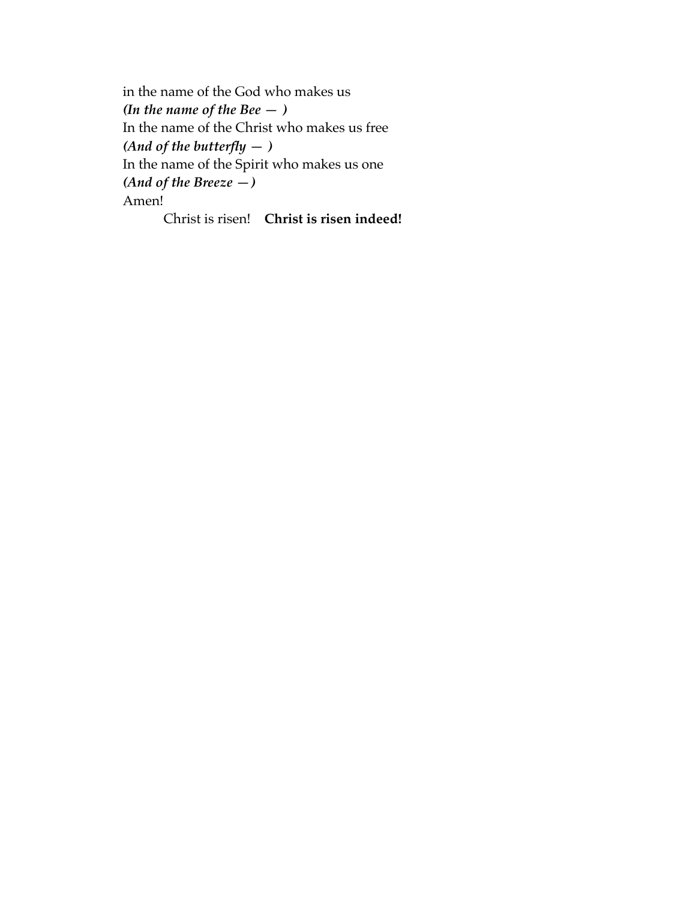in the name of the God who makes us
***(In the name of the Bee — )***
In the name of the Christ who makes us free
***(And of the butterfly — )***
In the name of the Spirit who makes us one
***(And of the Breeze —)***
Amen!

Christ is risen!   **Christ is risen indeed!**